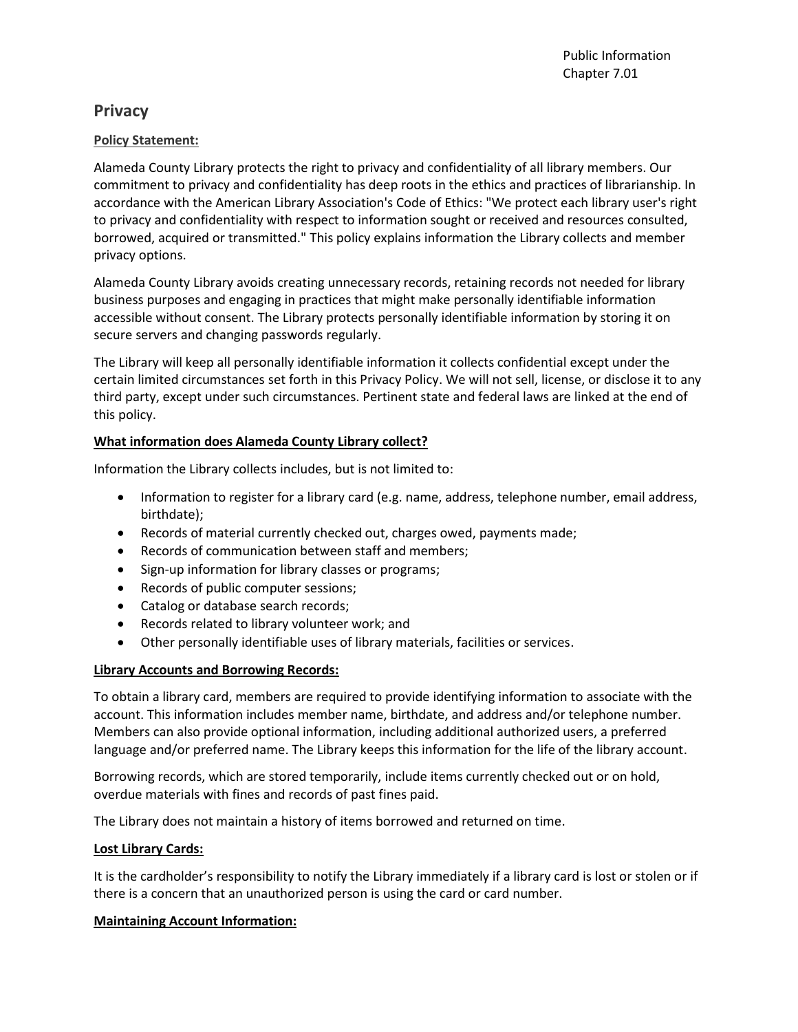Public Information
Chapter 7.01

# Privacy

**Policy Statement:**

Alameda County Library protects the right to privacy and confidentiality of all library members. Our commitment to privacy and confidentiality has deep roots in the ethics and practices of librarianship. In accordance with the American Library Association's Code of Ethics: "We protect each library user's right to privacy and confidentiality with respect to information sought or received and resources consulted, borrowed, acquired or transmitted." This policy explains information the Library collects and member privacy options.

Alameda County Library avoids creating unnecessary records, retaining records not needed for library business purposes and engaging in practices that might make personally identifiable information accessible without consent. The Library protects personally identifiable information by storing it on secure servers and changing passwords regularly.

The Library will keep all personally identifiable information it collects confidential except under the certain limited circumstances set forth in this Privacy Policy. We will not sell, license, or disclose it to any third party, except under such circumstances. Pertinent state and federal laws are linked at the end of this policy.

**What information does Alameda County Library collect?**

Information the Library collects includes, but is not limited to:

- Information to register for a library card (e.g. name, address, telephone number, email address, birthdate);
- Records of material currently checked out, charges owed, payments made;
- Records of communication between staff and members;
- Sign-up information for library classes or programs;
- Records of public computer sessions;
- Catalog or database search records;
- Records related to library volunteer work; and
- Other personally identifiable uses of library materials, facilities or services.

**Library Accounts and Borrowing Records:**

To obtain a library card, members are required to provide identifying information to associate with the account. This information includes member name, birthdate, and address and/or telephone number. Members can also provide optional information, including additional authorized users, a preferred language and/or preferred name. The Library keeps this information for the life of the library account.

Borrowing records, which are stored temporarily, include items currently checked out or on hold, overdue materials with fines and records of past fines paid.

The Library does not maintain a history of items borrowed and returned on time.

**Lost Library Cards:**

It is the cardholder's responsibility to notify the Library immediately if a library card is lost or stolen or if there is a concern that an unauthorized person is using the card or card number.

**Maintaining Account Information:**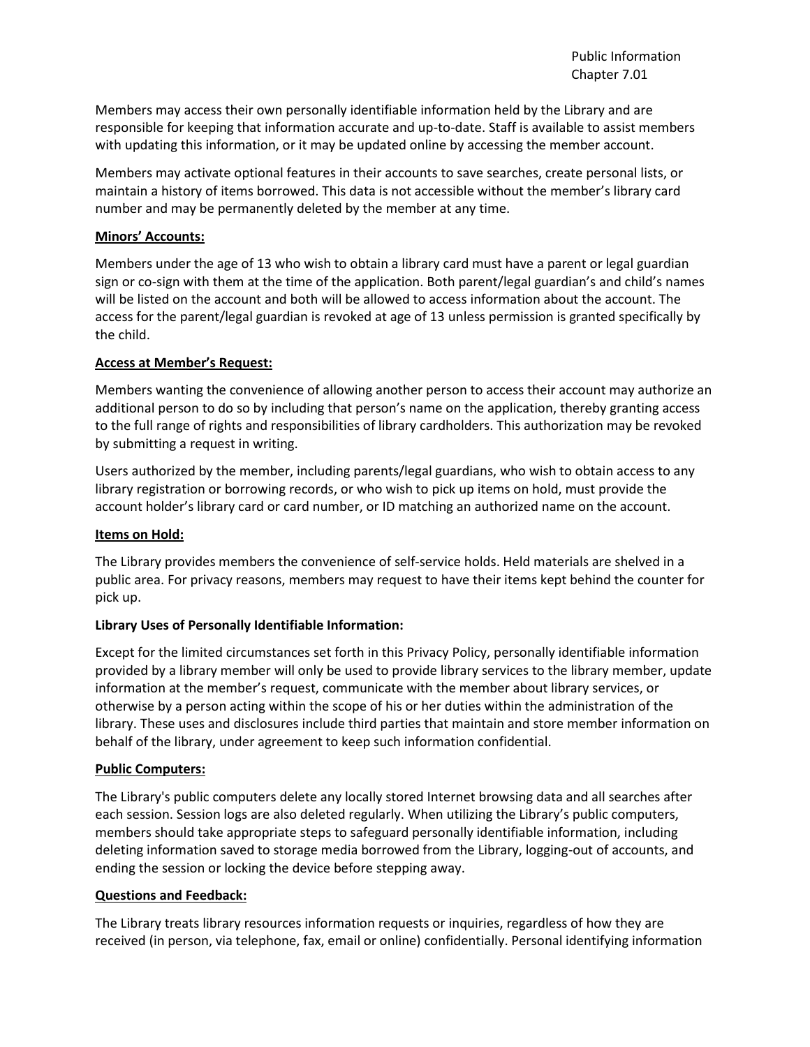Members may access their own personally identifiable information held by the Library and are responsible for keeping that information accurate and up-to-date. Staff is available to assist members with updating this information, or it may be updated online by accessing the member account.

Members may activate optional features in their accounts to save searches, create personal lists, or maintain a history of items borrowed. This data is not accessible without the member's library card number and may be permanently deleted by the member at any time.

**Minors' Accounts:**

Members under the age of 13 who wish to obtain a library card must have a parent or legal guardian sign or co-sign with them at the time of the application. Both parent/legal guardian's and child's names will be listed on the account and both will be allowed to access information about the account. The access for the parent/legal guardian is revoked at age of 13 unless permission is granted specifically by the child.

**Access at Member's Request:**

Members wanting the convenience of allowing another person to access their account may authorize an additional person to do so by including that person's name on the application, thereby granting access to the full range of rights and responsibilities of library cardholders. This authorization may be revoked by submitting a request in writing.

Users authorized by the member, including parents/legal guardians, who wish to obtain access to any library registration or borrowing records, or who wish to pick up items on hold, must provide the account holder's library card or card number, or ID matching an authorized name on the account.

**Items on Hold:**

The Library provides members the convenience of self-service holds. Held materials are shelved in a public area. For privacy reasons, members may request to have their items kept behind the counter for pick up.

**Library Uses of Personally Identifiable Information:**

Except for the limited circumstances set forth in this Privacy Policy, personally identifiable information provided by a library member will only be used to provide library services to the library member, update information at the member's request, communicate with the member about library services, or otherwise by a person acting within the scope of his or her duties within the administration of the library. These uses and disclosures include third parties that maintain and store member information on behalf of the library, under agreement to keep such information confidential.

**Public Computers:**

The Library's public computers delete any locally stored Internet browsing data and all searches after each session. Session logs are also deleted regularly. When utilizing the Library's public computers, members should take appropriate steps to safeguard personally identifiable information, including deleting information saved to storage media borrowed from the Library, logging-out of accounts, and ending the session or locking the device before stepping away.

**Questions and Feedback:**

The Library treats library resources information requests or inquiries, regardless of how they are received (in person, via telephone, fax, email or online) confidentially. Personal identifying information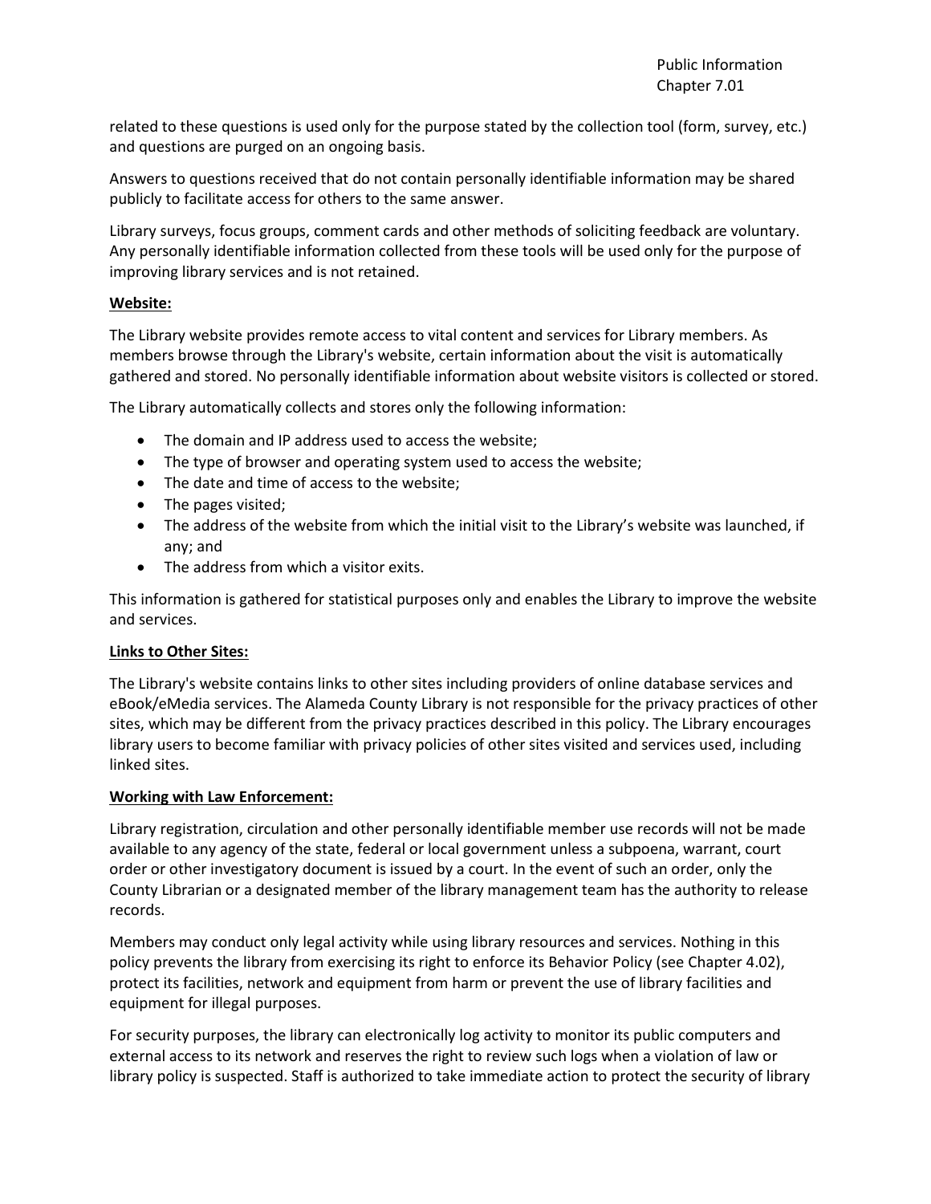related to these questions is used only for the purpose stated by the collection tool (form, survey, etc.) and questions are purged on an ongoing basis.

Answers to questions received that do not contain personally identifiable information may be shared publicly to facilitate access for others to the same answer.

Library surveys, focus groups, comment cards and other methods of soliciting feedback are voluntary. Any personally identifiable information collected from these tools will be used only for the purpose of improving library services and is not retained.

**Website:**

The Library website provides remote access to vital content and services for Library members. As members browse through the Library's website, certain information about the visit is automatically gathered and stored. No personally identifiable information about website visitors is collected or stored.

The Library automatically collects and stores only the following information:

- The domain and IP address used to access the website;
- The type of browser and operating system used to access the website;
- The date and time of access to the website;
- The pages visited;
- The address of the website from which the initial visit to the Library's website was launched, if any; and
- The address from which a visitor exits.

This information is gathered for statistical purposes only and enables the Library to improve the website and services.

**Links to Other Sites:**

The Library's website contains links to other sites including providers of online database services and eBook/eMedia services. The Alameda County Library is not responsible for the privacy practices of other sites, which may be different from the privacy practices described in this policy. The Library encourages library users to become familiar with privacy policies of other sites visited and services used, including linked sites.

**Working with Law Enforcement:**

Library registration, circulation and other personally identifiable member use records will not be made available to any agency of the state, federal or local government unless a subpoena, warrant, court order or other investigatory document is issued by a court. In the event of such an order, only the County Librarian or a designated member of the library management team has the authority to release records.

Members may conduct only legal activity while using library resources and services. Nothing in this policy prevents the library from exercising its right to enforce its Behavior Policy (see Chapter 4.02), protect its facilities, network and equipment from harm or prevent the use of library facilities and equipment for illegal purposes.

For security purposes, the library can electronically log activity to monitor its public computers and external access to its network and reserves the right to review such logs when a violation of law or library policy is suspected. Staff is authorized to take immediate action to protect the security of library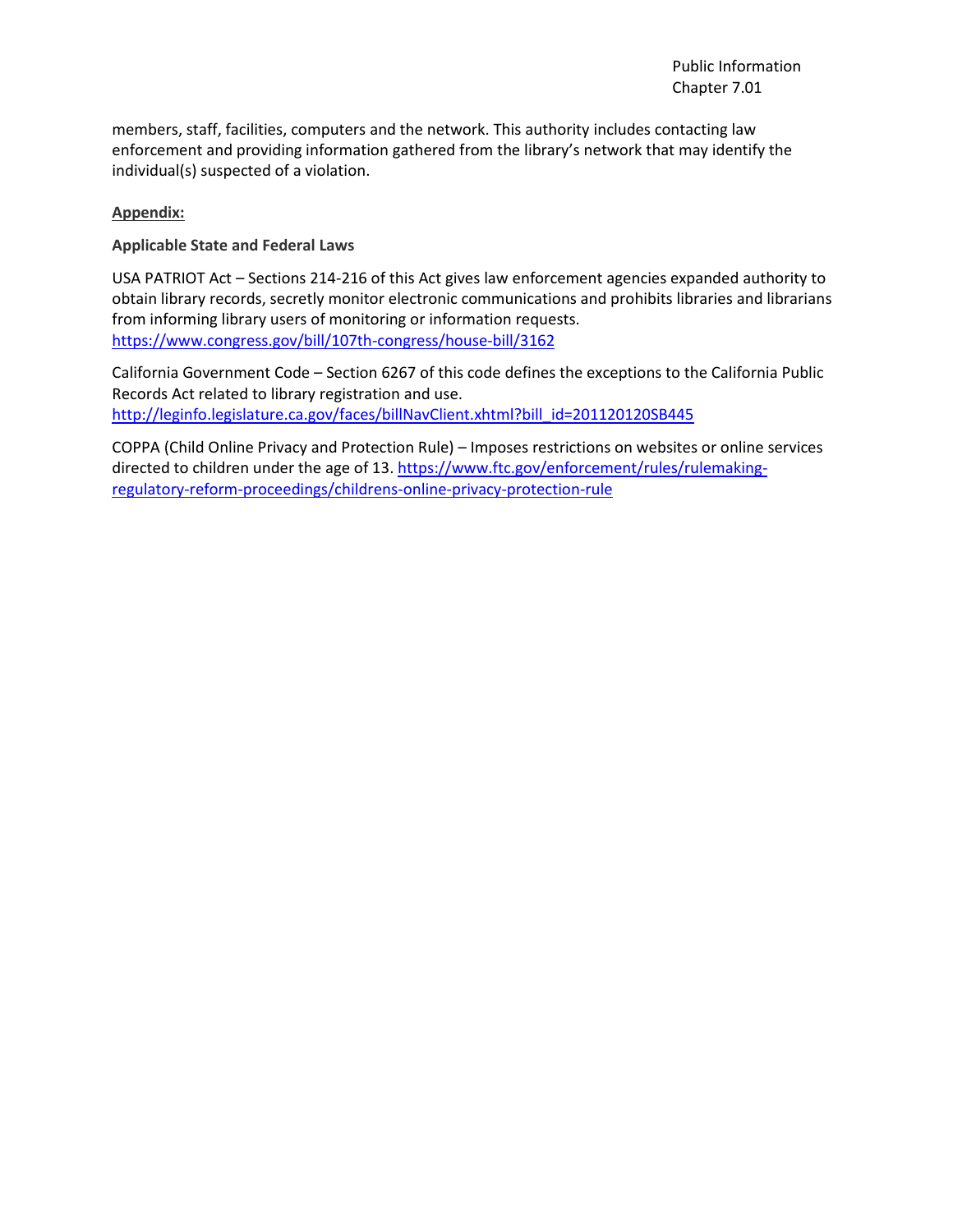members, staff, facilities, computers and the network. This authority includes contacting law enforcement and providing information gathered from the library's network that may identify the individual(s) suspected of a violation.

**Appendix:**

**Applicable State and Federal Laws**

USA PATRIOT Act – Sections 214-216 of this Act gives law enforcement agencies expanded authority to obtain library records, secretly monitor electronic communications and prohibits libraries and librarians from informing library users of monitoring or information requests.
https://www.congress.gov/bill/107th-congress/house-bill/3162

California Government Code – Section 6267 of this code defines the exceptions to the California Public Records Act related to library registration and use.
http://leginfo.legislature.ca.gov/faces/billNavClient.xhtml?bill_id=201120120SB445

COPPA (Child Online Privacy and Protection Rule) – Imposes restrictions on websites or online services directed to children under the age of 13. https://www.ftc.gov/enforcement/rules/rulemaking-regulatory-reform-proceedings/childrens-online-privacy-protection-rule